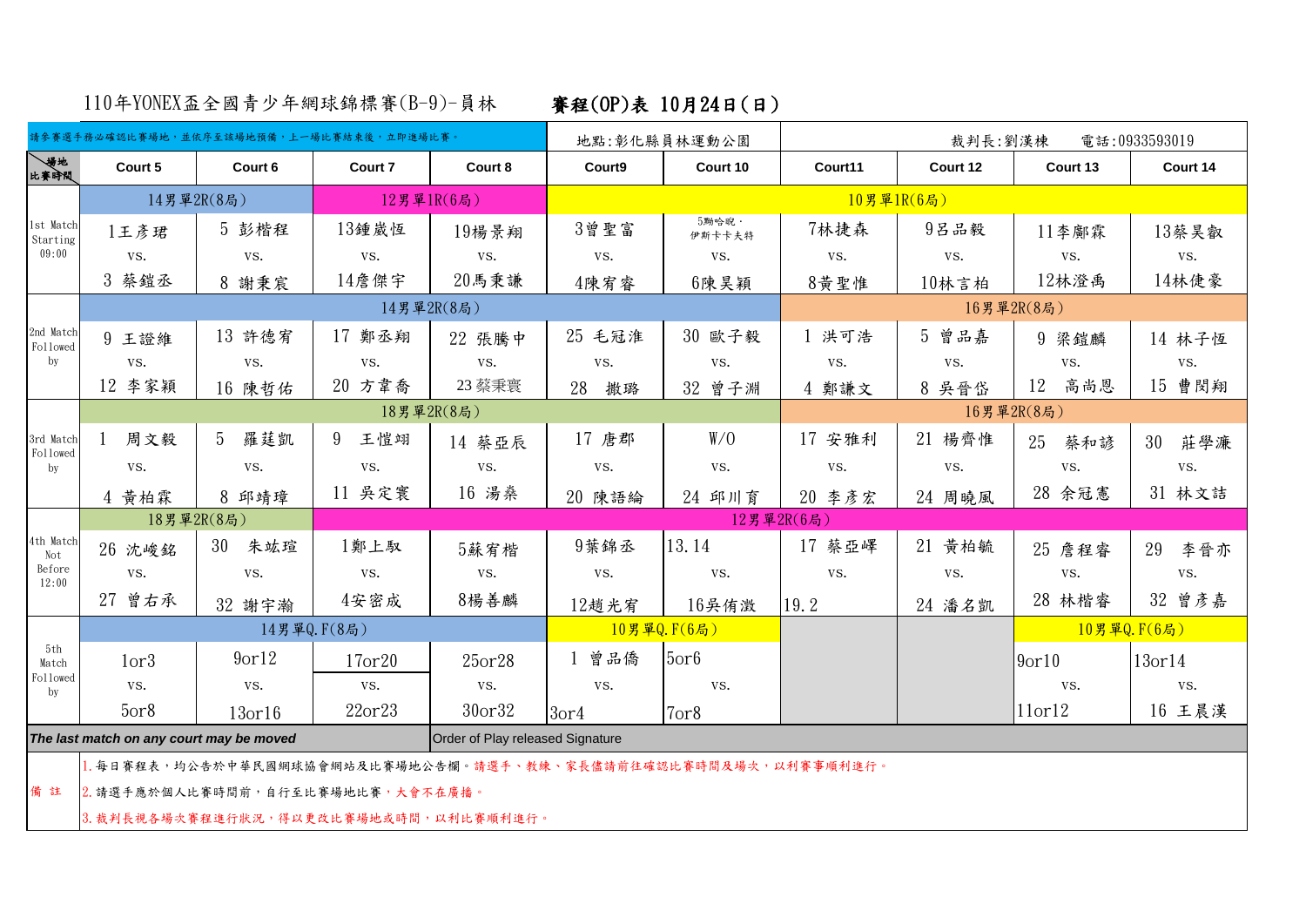# 110年YONEX盃全國青少年網球錦標賽(B-9)-員林　　**賽程(OP)表 10月24日(日)**

| 請參賽選手務必確認比賽場地，並依序至該場地預備，上一場比賽結束後，立即進場比賽。 | | | | | 地點:彰化縣員林運動公園 | | 裁判長:劉漢棟　電話:0933593019 | | | |
|---|---|---|---|---|---|---|---|---|---|---|
| 場地 / 比賽時間 | Court 5 | Court 6 | Court 7 | Court 8 | Court9 | Court 10 | Court11 | Court 12 | Court 13 | Court 14 |
| | 14男單2R(8局) | | 12男單1R(6局) | | 10男單1R(6局) | | | | | |
| 1st Match Starting 09:00 | 1王彥珺 vs. 3 蔡鎧丞 | 5 彭楷程 vs. 8 謝秉宸 | 13鍾崴恆 vs. 14詹傑宇 | 19楊景翔 vs. 20馬秉謙 | 3曾聖富 vs. 4陳宥睿 | 5鄭哈睨．伊斯卡卡夫特 vs. 6陳昊穎 | 7林捷森 vs. 8黃聖惟 | 9呂品毅 vs. 10林言柏 | 11李酈霖 vs. 12林澄禹 | 13蔡昊叡 vs. 14林倢豪 |
| | 14男單2R(8局) | | | | | | 16男單2R(8局) | | | |
| 2nd Match Followed by | 9 王證維 vs. 12 李家穎 | 13 許德宥 vs. 16 陳哲佑 | 17 鄭丞翔 vs. 20 方韋喬 | 22 張騰中 vs. 23蔡秉寰 | 25 毛冠淮 vs. 28 撒璐 | 30 歐子毅 vs. 32 曾子淵 | 1 洪可浩 vs. 4 鄭謙文 | 5 曾品嘉 vs. 8 吳晉岱 | 9 梁鎧麟 vs. 12 高尚恩 | 14 林子恆 vs. 15 曹閔翔 |
| | 18男單2R(8局) | | | | | | 16男單2R(8局) | | | |
| 3rd Match Followed by | 1 周文毅 vs. 4 黃柏霖 | 5 羅莛凱 vs. 8 邱靖璋 | 9 王愷翊 vs. 11 吳定寰 | 14 蔡亞辰 vs. 16 湯燊 | 17 唐郡 vs. 20 陳語綸 | W/O vs. 24 邱川育 | 17 安雅利 vs. 20 李彥宏 | 21 楊齊惟 vs. 24 周曉風 | 25 蔡和諺 vs. 28 余冠憲 | 30 莊學濂 vs. 31 林文喆 |
| | 18男單2R(8局) | | 12男單2R(6局) | | | | | | | |
| 4th Match Not Before 12:00 | 26 沈峻銘 vs. 27 曾右承 | 30 朱竑瑄 vs. 32 謝宇瀚 | 1鄭上馭 vs. 4安密成 | 5蘇宥楷 vs. 8楊善麟 | 9葉錦丞 vs. 12趙光宥 | 13.14 vs. 16吳侑澂 | 17 蔡亞嶧 vs. 19.2 | 21 黃柏毓 vs. 24 潘名凱 | 25 詹程睿 vs. 28 林楷睿 | 29 李晉亦 vs. 32 曾彥嘉 |
| | 14男單Q.F(8局) | | | | 10男單Q.F(6局) | | | | 10男單Q.F(6局) | |
| 5th Match Followed by | 1or3 vs. 5or8 | 9or12 vs. 13or16 | 17or20 vs. 22or23 | 25or28 vs. 30or32 | 1 曾品僑 vs. 3or4 | 5or6 vs. 7or8 | | | 9or10 vs. 11or12 | 13or14 vs. 16 王晨漢 |
| ***The last match on any court may be moved*** | | | | Order of Play released Signature | | | | | | |

備 註

1. 每日賽程表，均公告於中華民國網球協會網站及比賽場地公告欄。請選手、教練、家長儘請前往確認比賽時間及場次，以利賽事順利進行。
2. 請選手應於個人比賽時間前，自行至比賽場地比賽，大會不在廣播。
3. 裁判長視各場次賽程進行狀況，得以更改比賽場地或時間，以利比賽順利進行。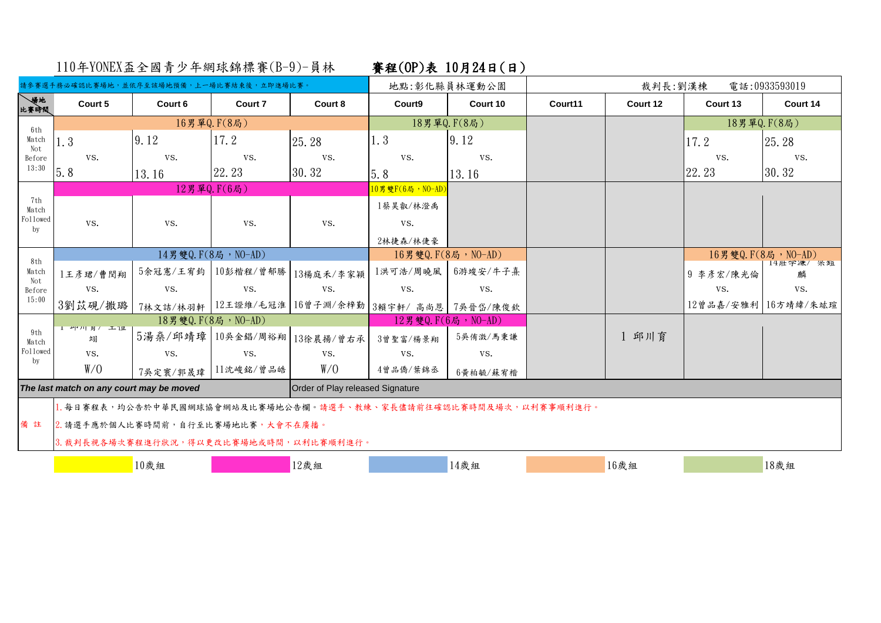110年YONEX盃全國青少年網球錦標賽(B-9)-員林　**賽程(OP)表 10月24日(日)**

| 請參賽選手務必確認比賽場地，並依序至該場地預備，上一場比賽結束後，立即進場比賽。 | | | | | 地點:彰化縣員林運動公園 | | 裁判長:劉漢棟　電話:0933593019 | | | |
|---|---|---|---|---|---|---|---|---|---|---|
| 場地 / 比賽時間 | Court 5 | Court 6 | Court 7 | Court 8 | Court9 | Court 10 | Court11 | Court 12 | Court 13 | Court 14 |
| 6th Match Not Before 13:30 | 16男單Q.F(8局) | | | | 18男單Q.F(8局) | | | | 18男單Q.F(8局) | |
| | 1.3 vs. 5.8 | 9.12 vs. 13.16 | 17.2 vs. 22.23 | 25.28 vs. 30.32 | 1.3 vs. 5.8 | 9.12 vs. 13.16 | | | 17.2 vs. 22.23 | 25.28 vs. 30.32 |
| 7th Match Followed by | 12男單Q.F(6局) | | | | 10男雙F(6局，NO-AD) | | | | | |
| | vs. | vs. | vs. | vs. | 1蔡昊叡/林澄禹 vs. 2林捷森/林倢豪 | | | | | |
| 8th Match Not Before 15:00 | 14男雙Q.F(8局，NO-AD) | | | | 16男雙Q.F(8局，NO-AD) | | | | 16男雙Q.F(8局，NO-AD) | |
| | 1王彥珺/曹閔翔 vs. 3劉苡硯/撒璐 | 5余冠憲/王宥鈞 vs. 7林文詰/林羽軒 | 10彭楷程/曾郁勝 vs. 12王證維/毛冠淮 | 13楊庭禾/李家穎 vs. 16曾子淵/余梓勤 | 1洪可浩/周曉風 vs. 3賴宇軒/ 高尚恩 | 6游竣安/牛子熹 vs. 7吳晉岱/陳俊欽 | | | 9 李彥宏/陳光倫 vs. 12曾品嘉/安雅利 | 14莊學濂/ 宋鎧麟 vs. 16方靖緯/朱竑瑄 |
| 9th Match Followed by | 18男雙Q.F(8局，NO-AD) | | | | 12男雙Q.F(6局，NO-AD) | | | | | |
| | 1 邱川育/ 王佳翊 vs. W/O | 5湯燊/邱靖瑋 vs. 7吳定寰/郭晟璋 | 10吳金錩/周裕翔 vs. 11沈峻銘/曾品皓 | 13徐晨揚/曾右承 vs. W/O | 3曾聖富/楊景翔 vs. 4曾品僑/葉錦丞 | 5吳侑澂/馬秉謙 vs. 6黃柏毓/蘇宥楷 | | 1 邱川育 | | |

***The last match on any court may be moved***　Order of Play released Signature

備 註
1. 每日賽程表，均公告於中華民國網球協會網站及比賽場地公告欄。請選手、教練、家長儘請前往確認比賽時間及場次，以利賽事順利進行。
2. 請選手應於個人比賽時間前，自行至比賽場地比賽，大會不在廣播。
3. 裁判長視各場次賽程進行狀況，得以更改比賽場地或時間，以利比賽順利進行。

10歲組　12歲組　14歲組　16歲組　18歲組